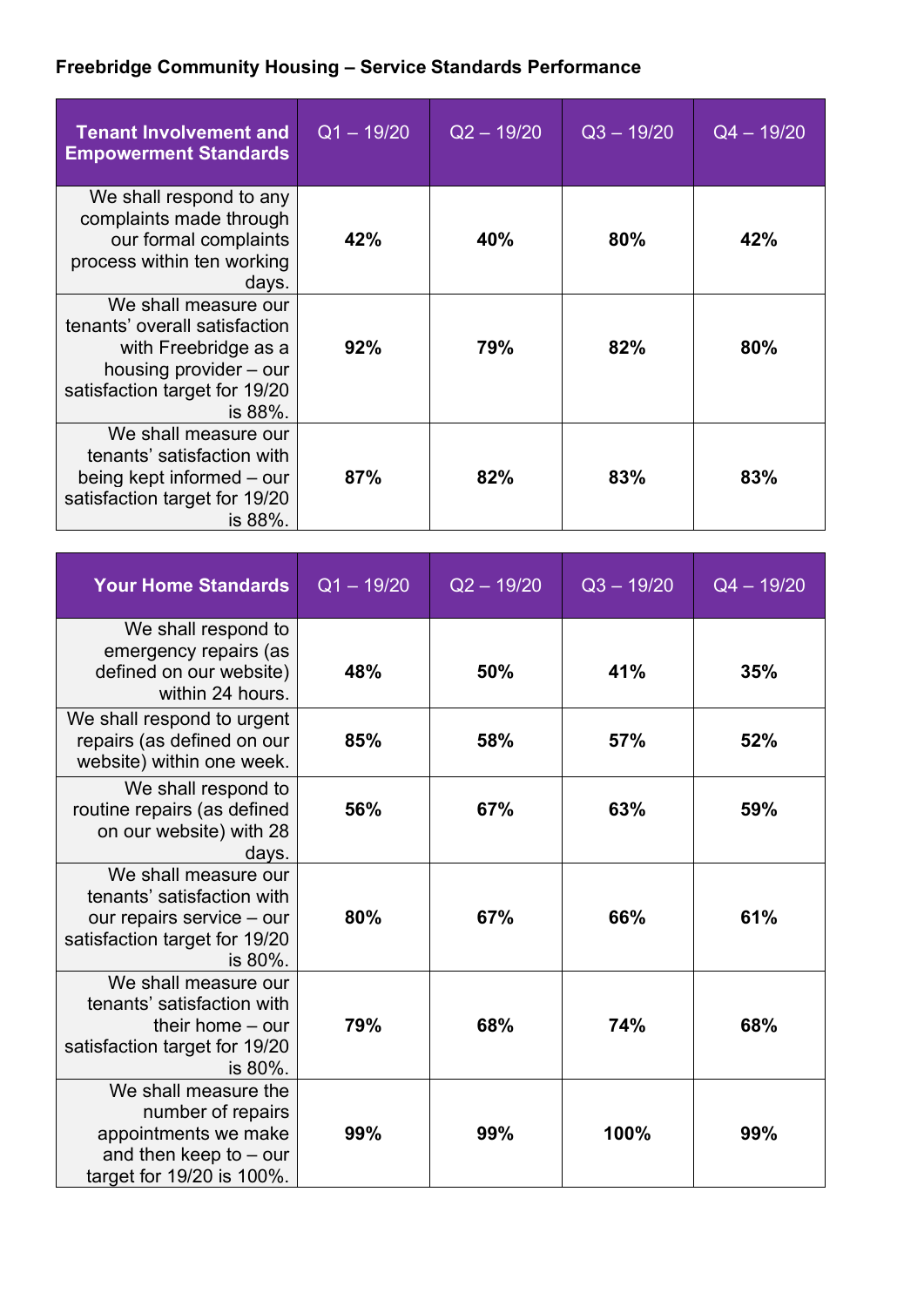**Freebridge Community Housing – Service Standards Performance**

| Tenant Involvement and Empowerment Standards | Q1 – 19/20 | Q2 – 19/20 | Q3 – 19/20 | Q4 – 19/20 |
|---|---|---|---|---|
| We shall respond to any complaints made through our formal complaints process within ten working days. | **42%** | **40%** | **80%** | **42%** |
| We shall measure our tenants' overall satisfaction with Freebridge as a housing provider – our satisfaction target for 19/20 is 88%. | **92%** | **79%** | **82%** | **80%** |
| We shall measure our tenants' satisfaction with being kept informed – our satisfaction target for 19/20 is 88%. | **87%** | **82%** | **83%** | **83%** |

| Your Home Standards | Q1 – 19/20 | Q2 – 19/20 | Q3 – 19/20 | Q4 – 19/20 |
|---|---|---|---|---|
| We shall respond to emergency repairs (as defined on our website) within 24 hours. | **48%** | **50%** | **41%** | **35%** |
| We shall respond to urgent repairs (as defined on our website) within one week. | **85%** | **58%** | **57%** | **52%** |
| We shall respond to routine repairs (as defined on our website) with 28 days. | **56%** | **67%** | **63%** | **59%** |
| We shall measure our tenants' satisfaction with our repairs service – our satisfaction target for 19/20 is 80%. | **80%** | **67%** | **66%** | **61%** |
| We shall measure our tenants' satisfaction with their home – our satisfaction target for 19/20 is 80%. | **79%** | **68%** | **74%** | **68%** |
| We shall measure the number of repairs appointments we make and then keep to – our target for 19/20 is 100%. | **99%** | **99%** | **100%** | **99%** |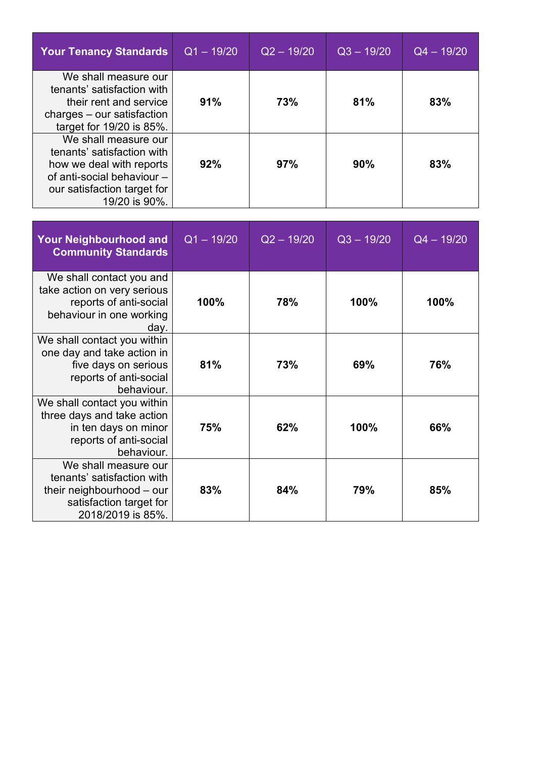| Your Tenancy Standards | Q1 – 19/20 | Q2 – 19/20 | Q3 – 19/20 | Q4 – 19/20 |
|---|---|---|---|---|
| We shall measure our tenants’ satisfaction with their rent and service charges – our satisfaction target for 19/20 is 85%. | **91%** | **73%** | **81%** | **83%** |
| We shall measure our tenants’ satisfaction with how we deal with reports of anti-social behaviour – our satisfaction target for 19/20 is 90%. | **92%** | **97%** | **90%** | **83%** |

| Your Neighbourhood and Community Standards | Q1 – 19/20 | Q2 – 19/20 | Q3 – 19/20 | Q4 – 19/20 |
|---|---|---|---|---|
| We shall contact you and take action on very serious reports of anti-social behaviour in one working day. | **100%** | **78%** | **100%** | **100%** |
| We shall contact you within one day and take action in five days on serious reports of anti-social behaviour. | **81%** | **73%** | **69%** | **76%** |
| We shall contact you within three days and take action in ten days on minor reports of anti-social behaviour. | **75%** | **62%** | **100%** | **66%** |
| We shall measure our tenants’ satisfaction with their neighbourhood – our satisfaction target for 2018/2019 is 85%. | **83%** | **84%** | **79%** | **85%** |